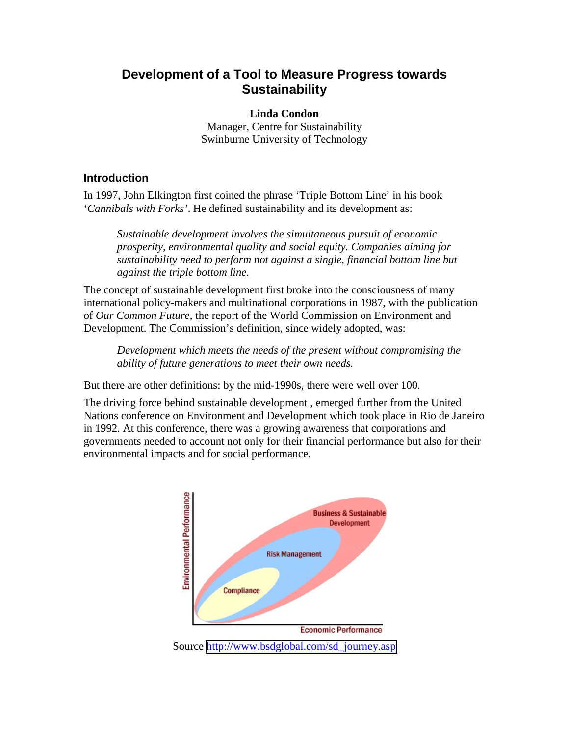# Development of a Tool to Measure Progress towards Sustainability

**Linda Condon**
Manager, Centre for Sustainability
Swinburne University of Technology

## Introduction

In 1997, John Elkington first coined the phrase 'Triple Bottom Line' in his book '*Cannibals with Forks*'. He defined sustainability and its development as:

> *Sustainable development involves the simultaneous pursuit of economic prosperity, environmental quality and social equity. Companies aiming for sustainability need to perform not against a single, financial bottom line but against the triple bottom line.*

The concept of sustainable development first broke into the consciousness of many international policy-makers and multinational corporations in 1987, with the publication of *Our Common Future*, the report of the World Commission on Environment and Development. The Commission's definition, since widely adopted, was:

> *Development which meets the needs of the present without compromising the ability of future generations to meet their own needs.*

But there are other definitions: by the mid-1990s, there were well over 100.

The driving force behind sustainable development , emerged further from the United Nations conference on Environment and Development which took place in Rio de Janeiro in 1992. At this conference, there was a growing awareness that corporations and governments needed to account not only for their financial performance but also for their environmental impacts and for social performance.

Source http://www.bsdglobal.com/sd_journey.asp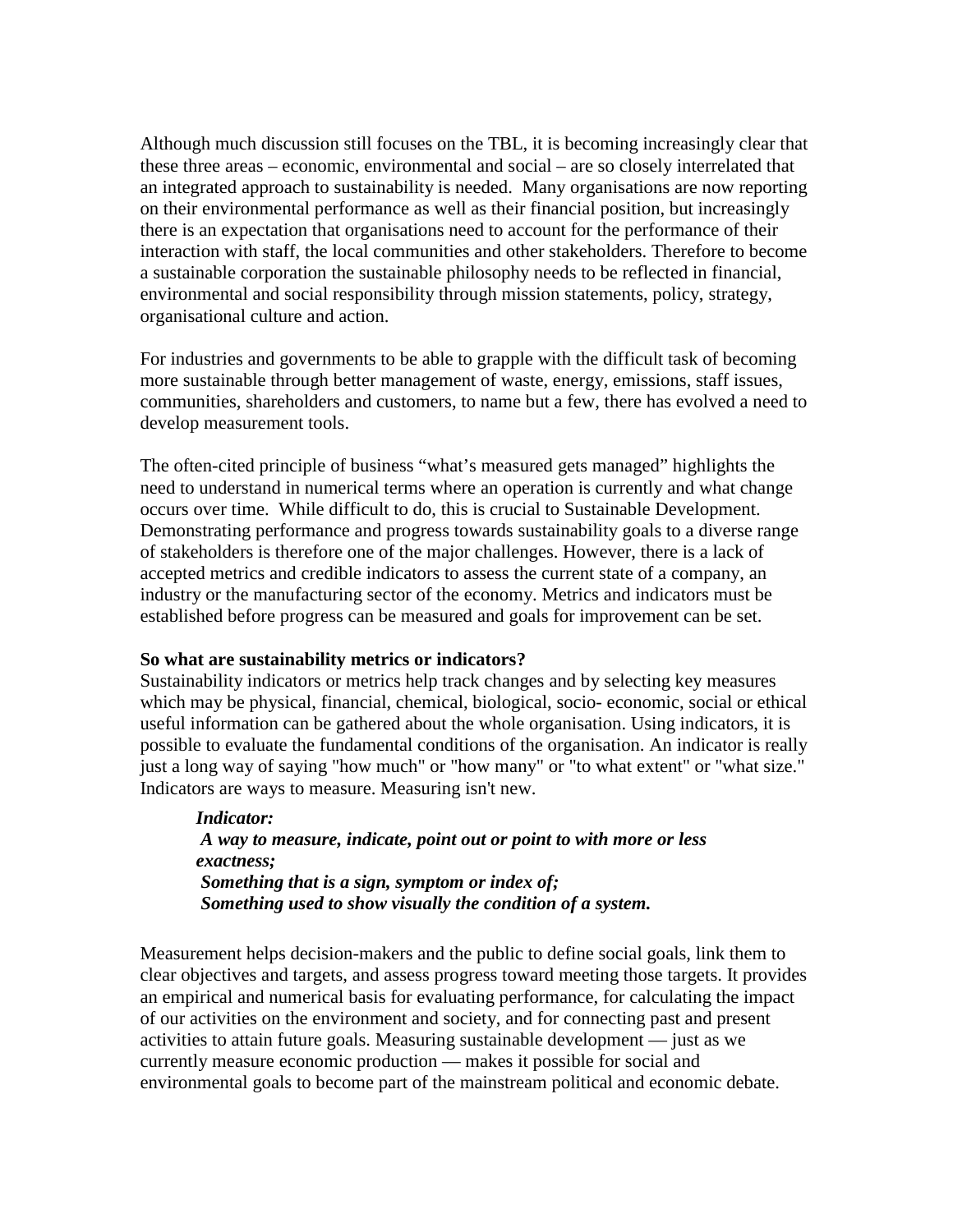Although much discussion still focuses on the TBL, it is becoming increasingly clear that these three areas – economic, environmental and social – are so closely interrelated that an integrated approach to sustainability is needed. Many organisations are now reporting on their environmental performance as well as their financial position, but increasingly there is an expectation that organisations need to account for the performance of their interaction with staff, the local communities and other stakeholders. Therefore to become a sustainable corporation the sustainable philosophy needs to be reflected in financial, environmental and social responsibility through mission statements, policy, strategy, organisational culture and action.

For industries and governments to be able to grapple with the difficult task of becoming more sustainable through better management of waste, energy, emissions, staff issues, communities, shareholders and customers, to name but a few, there has evolved a need to develop measurement tools.

The often-cited principle of business "what's measured gets managed" highlights the need to understand in numerical terms where an operation is currently and what change occurs over time. While difficult to do, this is crucial to Sustainable Development. Demonstrating performance and progress towards sustainability goals to a diverse range of stakeholders is therefore one of the major challenges. However, there is a lack of accepted metrics and credible indicators to assess the current state of a company, an industry or the manufacturing sector of the economy. Metrics and indicators must be established before progress can be measured and goals for improvement can be set.

**So what are sustainability metrics or indicators?**

Sustainability indicators or metrics help track changes and by selecting key measures which may be physical, financial, chemical, biological, socio- economic, social or ethical useful information can be gathered about the whole organisation. Using indicators, it is possible to evaluate the fundamental conditions of the organisation. An indicator is really just a long way of saying "how much" or "how many" or "to what extent" or "what size." Indicators are ways to measure. Measuring isn't new.

> ***Indicator:***
> ***A way to measure, indicate, point out or point to with more or less exactness;***
> ***Something that is a sign, symptom or index of;***
> ***Something used to show visually the condition of a system.***

Measurement helps decision-makers and the public to define social goals, link them to clear objectives and targets, and assess progress toward meeting those targets. It provides an empirical and numerical basis for evaluating performance, for calculating the impact of our activities on the environment and society, and for connecting past and present activities to attain future goals. Measuring sustainable development — just as we currently measure economic production — makes it possible for social and environmental goals to become part of the mainstream political and economic debate.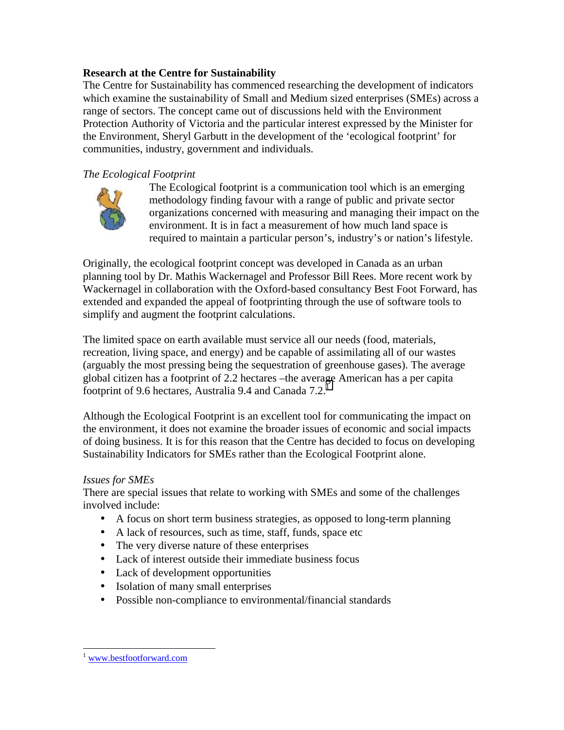**Research at the Centre for Sustainability**

The Centre for Sustainability has commenced researching the development of indicators which examine the sustainability of Small and Medium sized enterprises (SMEs) across a range of sectors. The concept came out of discussions held with the Environment Protection Authority of Victoria and the particular interest expressed by the Minister for the Environment, Sheryl Garbutt in the development of the 'ecological footprint' for communities, industry, government and individuals.

*The Ecological Footprint*

The Ecological footprint is a communication tool which is an emerging methodology finding favour with a range of public and private sector organizations concerned with measuring and managing their impact on the environment. It is in fact a measurement of how much land space is required to maintain a particular person's, industry's or nation's lifestyle.

Originally, the ecological footprint concept was developed in Canada as an urban planning tool by Dr. Mathis Wackernagel and Professor Bill Rees. More recent work by Wackernagel in collaboration with the Oxford-based consultancy Best Foot Forward, has extended and expanded the appeal of footprinting through the use of software tools to simplify and augment the footprint calculations.

The limited space on earth available must service all our needs (food, materials, recreation, living space, and energy) and be capable of assimilating all of our wastes (arguably the most pressing being the sequestration of greenhouse gases). The average global citizen has a footprint of 2.2 hectares –the average American has a per capita footprint of 9.6 hectares, Australia 9.4 and Canada 7.2.[1]

Although the Ecological Footprint is an excellent tool for communicating the impact on the environment, it does not examine the broader issues of economic and social impacts of doing business. It is for this reason that the Centre has decided to focus on developing Sustainability Indicators for SMEs rather than the Ecological Footprint alone.

*Issues for SMEs*

There are special issues that relate to working with SMEs and some of the challenges involved include:

- A focus on short term business strategies, as opposed to long-term planning
- A lack of resources, such as time, staff, funds, space etc
- The very diverse nature of these enterprises
- Lack of interest outside their immediate business focus
- Lack of development opportunities
- Isolation of many small enterprises
- Possible non-compliance to environmental/financial standards

[1] www.bestfootforward.com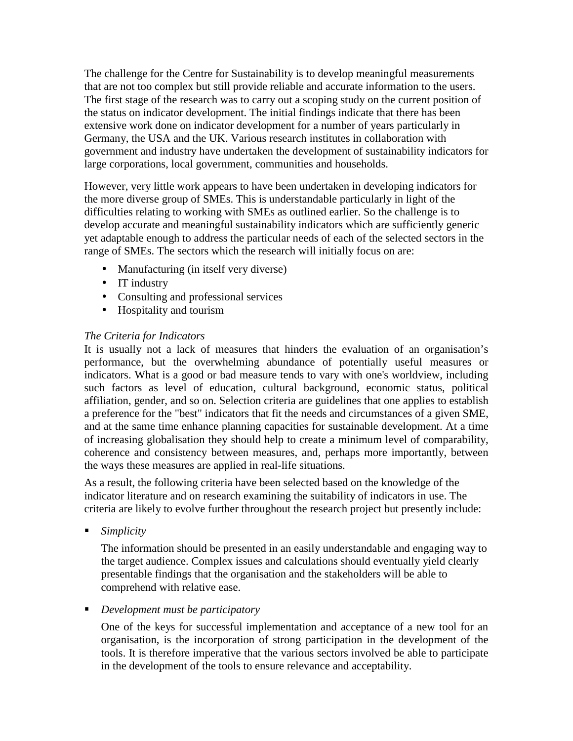The challenge for the Centre for Sustainability is to develop meaningful measurements that are not too complex but still provide reliable and accurate information to the users. The first stage of the research was to carry out a scoping study on the current position of the status on indicator development. The initial findings indicate that there has been extensive work done on indicator development for a number of years particularly in Germany, the USA and the UK. Various research institutes in collaboration with government and industry have undertaken the development of sustainability indicators for large corporations, local government, communities and households.

However, very little work appears to have been undertaken in developing indicators for the more diverse group of SMEs. This is understandable particularly in light of the difficulties relating to working with SMEs as outlined earlier. So the challenge is to develop accurate and meaningful sustainability indicators which are sufficiently generic yet adaptable enough to address the particular needs of each of the selected sectors in the range of SMEs. The sectors which the research will initially focus on are:

- Manufacturing (in itself very diverse)
- IT industry
- Consulting and professional services
- Hospitality and tourism

*The Criteria for Indicators*

It is usually not a lack of measures that hinders the evaluation of an organisation's performance, but the overwhelming abundance of potentially useful measures or indicators. What is a good or bad measure tends to vary with one's worldview, including such factors as level of education, cultural background, economic status, political affiliation, gender, and so on. Selection criteria are guidelines that one applies to establish a preference for the "best" indicators that fit the needs and circumstances of a given SME, and at the same time enhance planning capacities for sustainable development. At a time of increasing globalisation they should help to create a minimum level of comparability, coherence and consistency between measures, and, perhaps more importantly, between the ways these measures are applied in real-life situations.

As a result, the following criteria have been selected based on the knowledge of the indicator literature and on research examining the suitability of indicators in use. The criteria are likely to evolve further throughout the research project but presently include:

- *Simplicity*

  The information should be presented in an easily understandable and engaging way to the target audience. Complex issues and calculations should eventually yield clearly presentable findings that the organisation and the stakeholders will be able to comprehend with relative ease.

- *Development must be participatory*

  One of the keys for successful implementation and acceptance of a new tool for an organisation, is the incorporation of strong participation in the development of the tools. It is therefore imperative that the various sectors involved be able to participate in the development of the tools to ensure relevance and acceptability.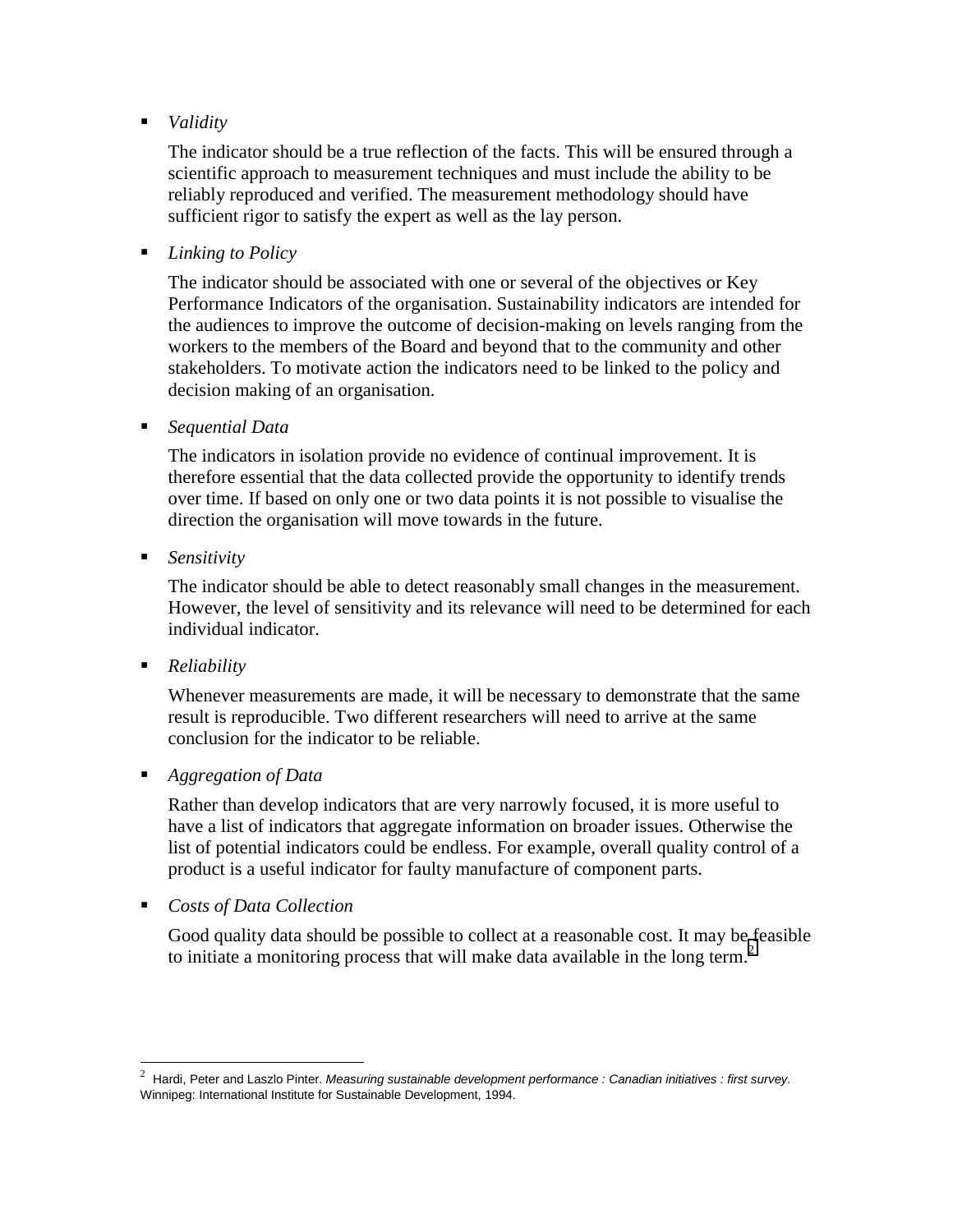- *Validity*

  The indicator should be a true reflection of the facts. This will be ensured through a scientific approach to measurement techniques and must include the ability to be reliably reproduced and verified. The measurement methodology should have sufficient rigor to satisfy the expert as well as the lay person.

- *Linking to Policy*

  The indicator should be associated with one or several of the objectives or Key Performance Indicators of the organisation. Sustainability indicators are intended for the audiences to improve the outcome of decision-making on levels ranging from the workers to the members of the Board and beyond that to the community and other stakeholders. To motivate action the indicators need to be linked to the policy and decision making of an organisation.

- *Sequential Data*

  The indicators in isolation provide no evidence of continual improvement. It is therefore essential that the data collected provide the opportunity to identify trends over time. If based on only one or two data points it is not possible to visualise the direction the organisation will move towards in the future.

- *Sensitivity*

  The indicator should be able to detect reasonably small changes in the measurement. However, the level of sensitivity and its relevance will need to be determined for each individual indicator.

- *Reliability*

  Whenever measurements are made, it will be necessary to demonstrate that the same result is reproducible. Two different researchers will need to arrive at the same conclusion for the indicator to be reliable.

- *Aggregation of Data*

  Rather than develop indicators that are very narrowly focused, it is more useful to have a list of indicators that aggregate information on broader issues. Otherwise the list of potential indicators could be endless. For example, overall quality control of a product is a useful indicator for faulty manufacture of component parts.

- *Costs of Data Collection*

  Good quality data should be possible to collect at a reasonable cost. It may be feasible to initiate a monitoring process that will make data available in the long term.[2]

---

[2] Hardi, Peter and Laszlo Pinter. *Measuring sustainable development performance : Canadian initiatives : first survey*. Winnipeg: International Institute for Sustainable Development, 1994.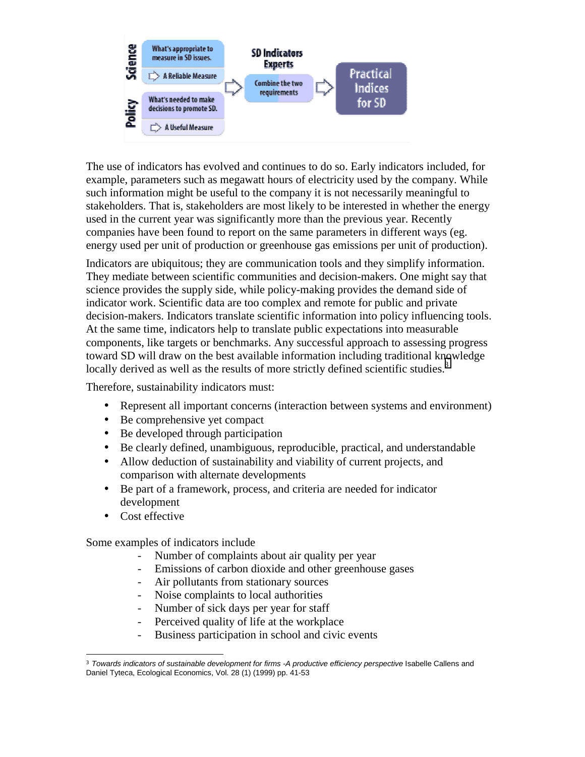The use of indicators has evolved and continues to do so. Early indicators included, for example, parameters such as megawatt hours of electricity used by the company. While such information might be useful to the company it is not necessarily meaningful to stakeholders. That is, stakeholders are most likely to be interested in whether the energy used in the current year was significantly more than the previous year. Recently companies have been found to report on the same parameters in different ways (eg. energy used per unit of production or greenhouse gas emissions per unit of production).

Indicators are ubiquitous; they are communication tools and they simplify information. They mediate between scientific communities and decision-makers. One might say that science provides the supply side, while policy-making provides the demand side of indicator work. Scientific data are too complex and remote for public and private decision-makers. Indicators translate scientific information into policy influencing tools. At the same time, indicators help to translate public expectations into measurable components, like targets or benchmarks. Any successful approach to assessing progress toward SD will draw on the best available information including traditional knowledge locally derived as well as the results of more strictly defined scientific studies.[3]

Therefore, sustainability indicators must:

- Represent all important concerns (interaction between systems and environment)
- Be comprehensive yet compact
- Be developed through participation
- Be clearly defined, unambiguous, reproducible, practical, and understandable
- Allow deduction of sustainability and viability of current projects, and comparison with alternate developments
- Be part of a framework, process, and criteria are needed for indicator development
- Cost effective

Some examples of indicators include

- Number of complaints about air quality per year
- Emissions of carbon dioxide and other greenhouse gases
- Air pollutants from stationary sources
- Noise complaints to local authorities
- Number of sick days per year for staff
- Perceived quality of life at the workplace
- Business participation in school and civic events

[3] *Towards indicators of sustainable development for firms -A productive efficiency perspective* Isabelle Callens and Daniel Tyteca, Ecological Economics, Vol. 28 (1) (1999) pp. 41-53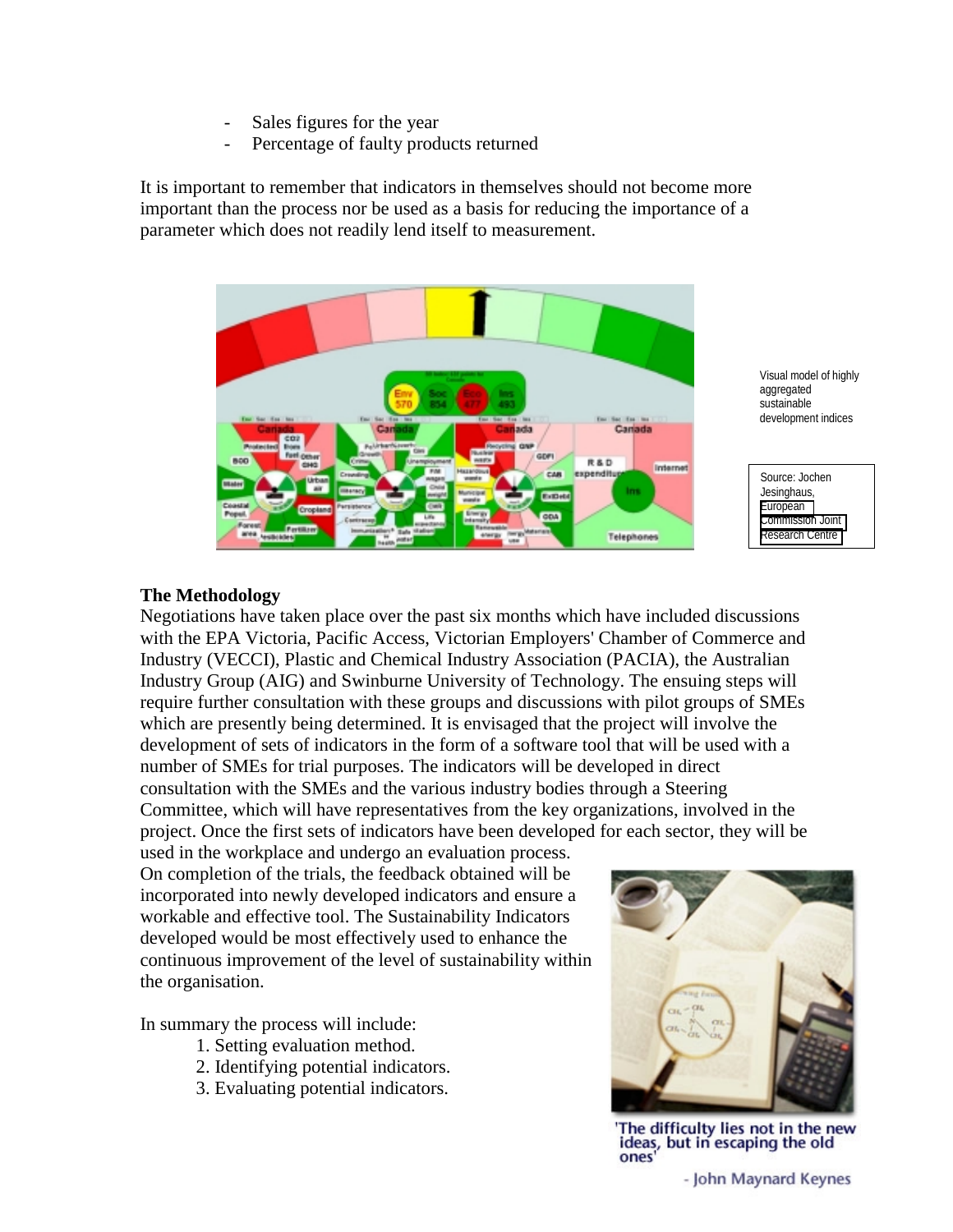- Sales figures for the year
- Percentage of faulty products returned

It is important to remember that indicators in themselves should not become more important than the process nor be used as a basis for reducing the importance of a parameter which does not readily lend itself to measurement.

Visual model of highly aggregated sustainable development indices

Source: Jochen Jesinghaus, European Commission Joint Research Centre

**The Methodology**

Negotiations have taken place over the past six months which have included discussions with the EPA Victoria, Pacific Access, Victorian Employers' Chamber of Commerce and Industry (VECCI), Plastic and Chemical Industry Association (PACIA), the Australian Industry Group (AIG) and Swinburne University of Technology. The ensuing steps will require further consultation with these groups and discussions with pilot groups of SMEs which are presently being determined. It is envisaged that the project will involve the development of sets of indicators in the form of a software tool that will be used with a number of SMEs for trial purposes. The indicators will be developed in direct consultation with the SMEs and the various industry bodies through a Steering Committee, which will have representatives from the key organizations, involved in the project. Once the first sets of indicators have been developed for each sector, they will be used in the workplace and undergo an evaluation process.

On completion of the trials, the feedback obtained will be incorporated into newly developed indicators and ensure a workable and effective tool. The Sustainability Indicators developed would be most effectively used to enhance the continuous improvement of the level of sustainability within the organisation.

In summary the process will include:

1. Setting evaluation method.
2. Identifying potential indicators.
3. Evaluating potential indicators.

'The difficulty lies not in the new ideas, but in escaping the old ones'

- John Maynard Keynes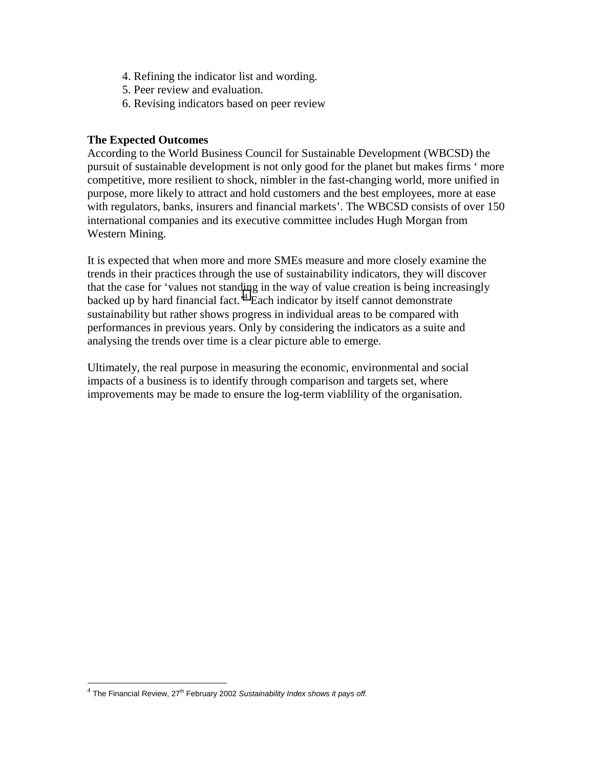4. Refining the indicator list and wording.
5. Peer review and evaluation.
6. Revising indicators based on peer review

**The Expected Outcomes**

According to the World Business Council for Sustainable Development (WBCSD) the pursuit of sustainable development is not only good for the planet but makes firms ' more competitive, more resilient to shock, nimbler in the fast-changing world, more unified in purpose, more likely to attract and hold customers and the best employees, more at ease with regulators, banks, insurers and financial markets'. The WBCSD consists of over 150 international companies and its executive committee includes Hugh Morgan from Western Mining.

It is expected that when more and more SMEs measure and more closely examine the trends in their practices through the use of sustainability indicators, they will discover that the case for 'values not standing in the way of value creation is being increasingly backed up by hard financial fact.'[4] Each indicator by itself cannot demonstrate sustainability but rather shows progress in individual areas to be compared with performances in previous years. Only by considering the indicators as a suite and analysing the trends over time is a clear picture able to emerge.

Ultimately, the real purpose in measuring the economic, environmental and social impacts of a business is to identify through comparison and targets set, where improvements may be made to ensure the log-term viablility of the organisation.

---

[4] The Financial Review, 27th February 2002 *Sustainability Index shows it pays off.*